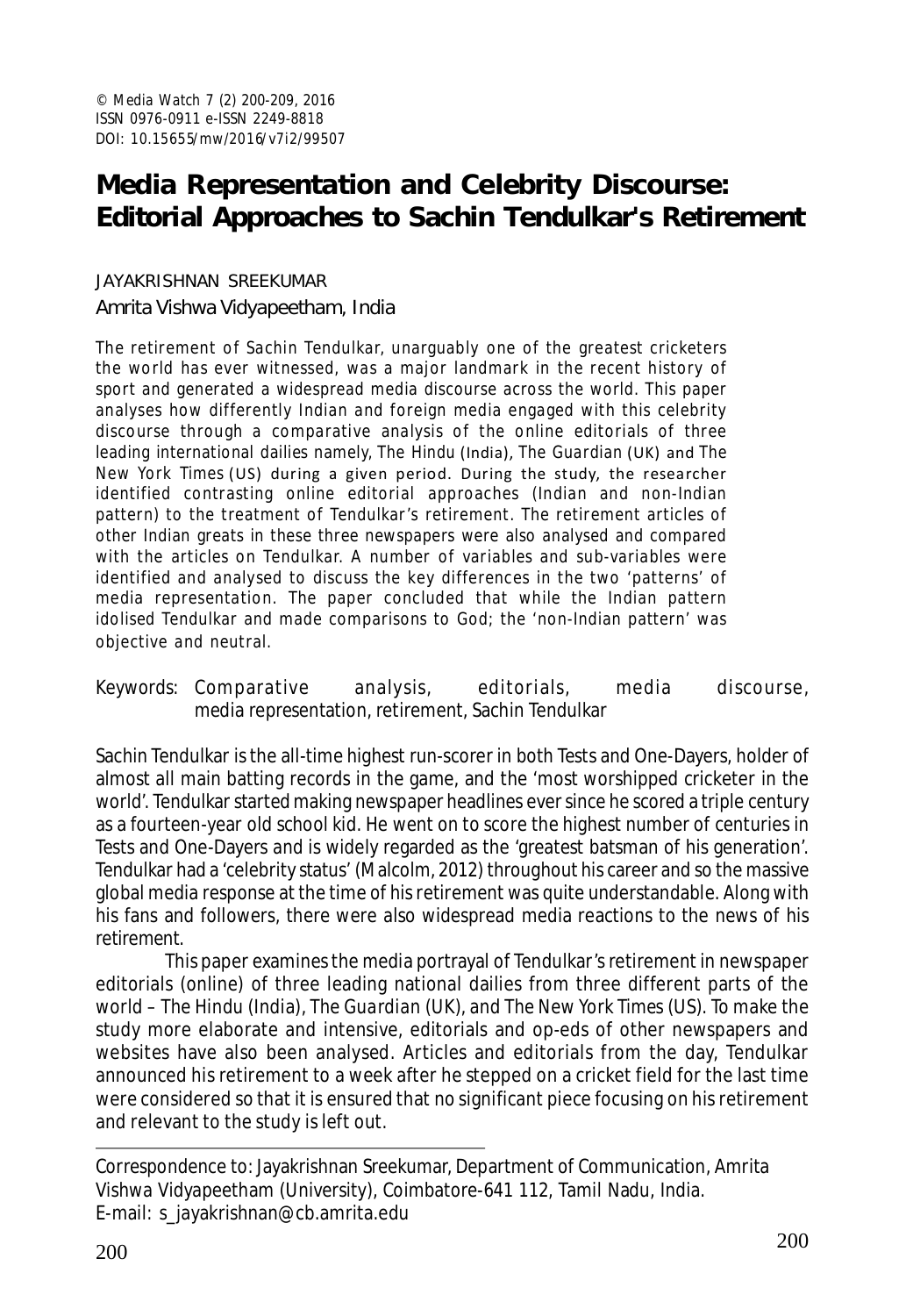© Media Watch 7 (2) 200-209, 2016
ISSN 0976-0911 e-ISSN 2249-8818
DOI: 10.15655/mw/2016/v7i2/99507

# Media Representation and Celebrity Discourse: Editorial Approaches to Sachin Tendulkar's Retirement

JAYAKRISHNAN SREEKUMAR
Amrita Vishwa Vidyapeetham, India

The retirement of Sachin Tendulkar, unarguably one of the greatest cricketers the world has ever witnessed, was a major landmark in the recent history of sport and generated a widespread media discourse across the world. This paper analyses how differently Indian and foreign media engaged with this celebrity discourse through a comparative analysis of the online editorials of three leading international dailies namely, The Hindu (India), The Guardian (UK) and The New York Times (US) during a given period. During the study, the researcher identified contrasting online editorial approaches (Indian and non-Indian pattern) to the treatment of Tendulkar's retirement. The retirement articles of other Indian greats in these three newspapers were also analysed and compared with the articles on Tendulkar. A number of variables and sub-variables were identified and analysed to discuss the key differences in the two 'patterns' of media representation. The paper concluded that while the Indian pattern idolised Tendulkar and made comparisons to God; the 'non-Indian pattern' was objective and neutral.

Keywords: Comparative analysis, editorials, media discourse, media representation, retirement, Sachin Tendulkar

Sachin Tendulkar is the all-time highest run-scorer in both Tests and One-Dayers, holder of almost all main batting records in the game, and the 'most worshipped cricketer in the world'. Tendulkar started making newspaper headlines ever since he scored a triple century as a fourteen-year old school kid. He went on to score the highest number of centuries in Tests and One-Dayers and is widely regarded as the 'greatest batsman of his generation'. Tendulkar had a 'celebrity status' (Malcolm, 2012) throughout his career and so the massive global media response at the time of his retirement was quite understandable. Along with his fans and followers, there were also widespread media reactions to the news of his retirement.

This paper examines the media portrayal of Tendulkar's retirement in newspaper editorials (online) of three leading national dailies from three different parts of the world – The Hindu (India), The Guardian (UK), and The New York Times (US). To make the study more elaborate and intensive, editorials and op-eds of other newspapers and websites have also been analysed. Articles and editorials from the day, Tendulkar announced his retirement to a week after he stepped on a cricket field for the last time were considered so that it is ensured that no significant piece focusing on his retirement and relevant to the study is left out.

---

Correspondence to: Jayakrishnan Sreekumar, Department of Communication, Amrita Vishwa Vidyapeetham (University), Coimbatore-641 112, Tamil Nadu, India.
E-mail: s_jayakrishnan@cb.amrita.edu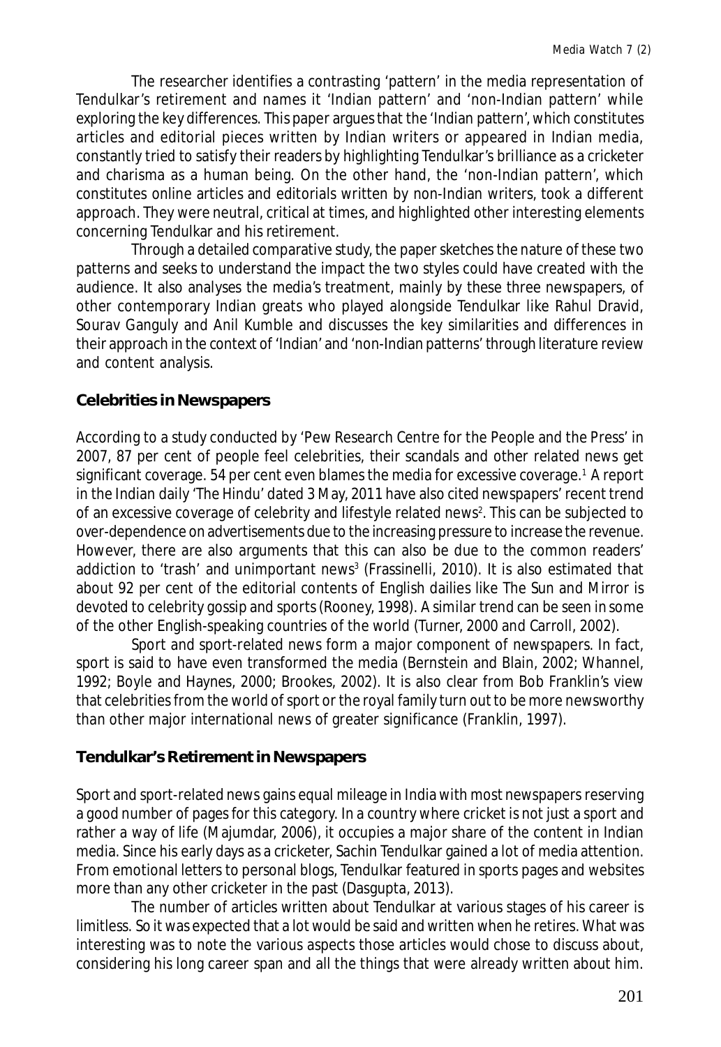The researcher identifies a contrasting 'pattern' in the media representation of Tendulkar's retirement and names it 'Indian pattern' and 'non-Indian pattern' while exploring the key differences. This paper argues that the 'Indian pattern', which constitutes articles and editorial pieces written by Indian writers or appeared in Indian media, constantly tried to satisfy their readers by highlighting Tendulkar's brilliance as a cricketer and charisma as a human being. On the other hand, the 'non-Indian pattern', which constitutes online articles and editorials written by non-Indian writers, took a different approach. They were neutral, critical at times, and highlighted other interesting elements concerning Tendulkar and his retirement.

Through a detailed comparative study, the paper sketches the nature of these two patterns and seeks to understand the impact the two styles could have created with the audience. It also analyses the media's treatment, mainly by these three newspapers, of other contemporary Indian greats who played alongside Tendulkar like Rahul Dravid, Sourav Ganguly and Anil Kumble and discusses the key similarities and differences in their approach in the context of 'Indian' and 'non-Indian patterns' through literature review and content analysis.

## Celebrities in Newspapers

According to a study conducted by 'Pew Research Centre for the People and the Press' in 2007, 87 per cent of people feel celebrities, their scandals and other related news get significant coverage. 54 per cent even blames the media for excessive coverage.[1] A report in the Indian daily 'The Hindu' dated 3 May, 2011 have also cited newspapers' recent trend of an excessive coverage of celebrity and lifestyle related news[2]. This can be subjected to over-dependence on advertisements due to the increasing pressure to increase the revenue. However, there are also arguments that this can also be due to the common readers' addiction to 'trash' and unimportant news[3] (Frassinelli, 2010). It is also estimated that about 92 per cent of the editorial contents of English dailies like The Sun and Mirror is devoted to celebrity gossip and sports (Rooney, 1998). A similar trend can be seen in some of the other English-speaking countries of the world (Turner, 2000 and Carroll, 2002).

Sport and sport-related news form a major component of newspapers. In fact, sport is said to have even transformed the media (Bernstein and Blain, 2002; Whannel, 1992; Boyle and Haynes, 2000; Brookes, 2002). It is also clear from Bob Franklin's view that celebrities from the world of sport or the royal family turn out to be more newsworthy than other major international news of greater significance (Franklin, 1997).

## Tendulkar's Retirement in Newspapers

Sport and sport-related news gains equal mileage in India with most newspapers reserving a good number of pages for this category. In a country where cricket is not just a sport and rather a way of life (Majumdar, 2006), it occupies a major share of the content in Indian media. Since his early days as a cricketer, Sachin Tendulkar gained a lot of media attention. From emotional letters to personal blogs, Tendulkar featured in sports pages and websites more than any other cricketer in the past (Dasgupta, 2013).

The number of articles written about Tendulkar at various stages of his career is limitless. So it was expected that a lot would be said and written when he retires. What was interesting was to note the various aspects those articles would chose to discuss about, considering his long career span and all the things that were already written about him.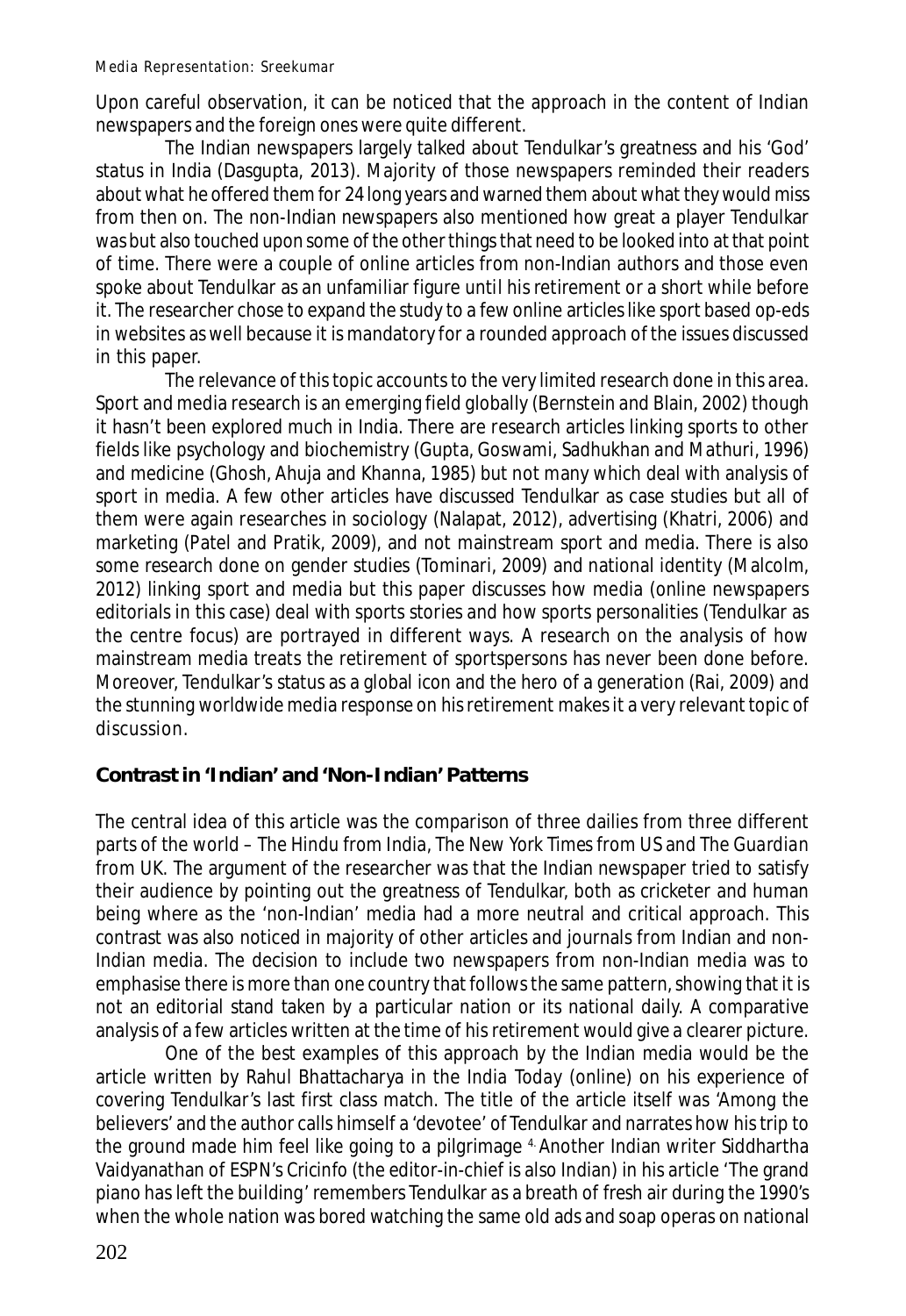Upon careful observation, it can be noticed that the approach in the content of Indian newspapers and the foreign ones were quite different.

The Indian newspapers largely talked about Tendulkar's greatness and his 'God' status in India (Dasgupta, 2013). Majority of those newspapers reminded their readers about what he offered them for 24 long years and warned them about what they would miss from then on. The non-Indian newspapers also mentioned how great a player Tendulkar was but also touched upon some of the other things that need to be looked into at that point of time. There were a couple of online articles from non-Indian authors and those even spoke about Tendulkar as an unfamiliar figure until his retirement or a short while before it. The researcher chose to expand the study to a few online articles like sport based op-eds in websites as well because it is mandatory for a rounded approach of the issues discussed in this paper.

The relevance of this topic accounts to the very limited research done in this area. Sport and media research is an emerging field globally (Bernstein and Blain, 2002) though it hasn't been explored much in India. There are research articles linking sports to other fields like psychology and biochemistry (Gupta, Goswami, Sadhukhan and Mathuri, 1996) and medicine (Ghosh, Ahuja and Khanna, 1985) but not many which deal with analysis of sport in media. A few other articles have discussed Tendulkar as case studies but all of them were again researches in sociology (Nalapat, 2012), advertising (Khatri, 2006) and marketing (Patel and Pratik, 2009), and not mainstream sport and media. There is also some research done on gender studies (Tominari, 2009) and national identity (Malcolm, 2012) linking sport and media but this paper discusses how media (online newspapers editorials in this case) deal with sports stories and how sports personalities (Tendulkar as the centre focus) are portrayed in different ways. A research on the analysis of how mainstream media treats the retirement of sportspersons has never been done before. Moreover, Tendulkar's status as a global icon and the hero of a generation (Rai, 2009) and the stunning worldwide media response on his retirement makes it a very relevant topic of discussion.

## Contrast in 'Indian' and 'Non-Indian' Patterns

The central idea of this article was the comparison of three dailies from three different parts of the world – *The Hindu* from India, *The New York Times* from US and *The Guardian* from UK. The argument of the researcher was that the Indian newspaper tried to satisfy their audience by pointing out the greatness of Tendulkar, both as cricketer and human being where as the 'non-Indian' media had a more neutral and critical approach. This contrast was also noticed in majority of other articles and journals from Indian and non-Indian media. The decision to include two newspapers from non-Indian media was to emphasise there is more than one country that follows the same pattern, showing that it is not an editorial stand taken by a particular nation or its national daily. A comparative analysis of a few articles written at the time of his retirement would give a clearer picture.

One of the best examples of this approach by the Indian media would be the article written by Rahul Bhattacharya in the *India Today* (online) on his experience of covering Tendulkar's last first class match. The title of the article itself was 'Among the believers' and the author calls himself a 'devotee' of Tendulkar and narrates how his trip to the ground made him feel like going to a pilgrimage [4]. Another Indian writer Siddhartha Vaidyanathan of ESPN's Cricinfo (the editor-in-chief is also Indian) in his article 'The grand piano has left the building' remembers Tendulkar as a breath of fresh air during the 1990's when the whole nation was bored watching the same old ads and soap operas on national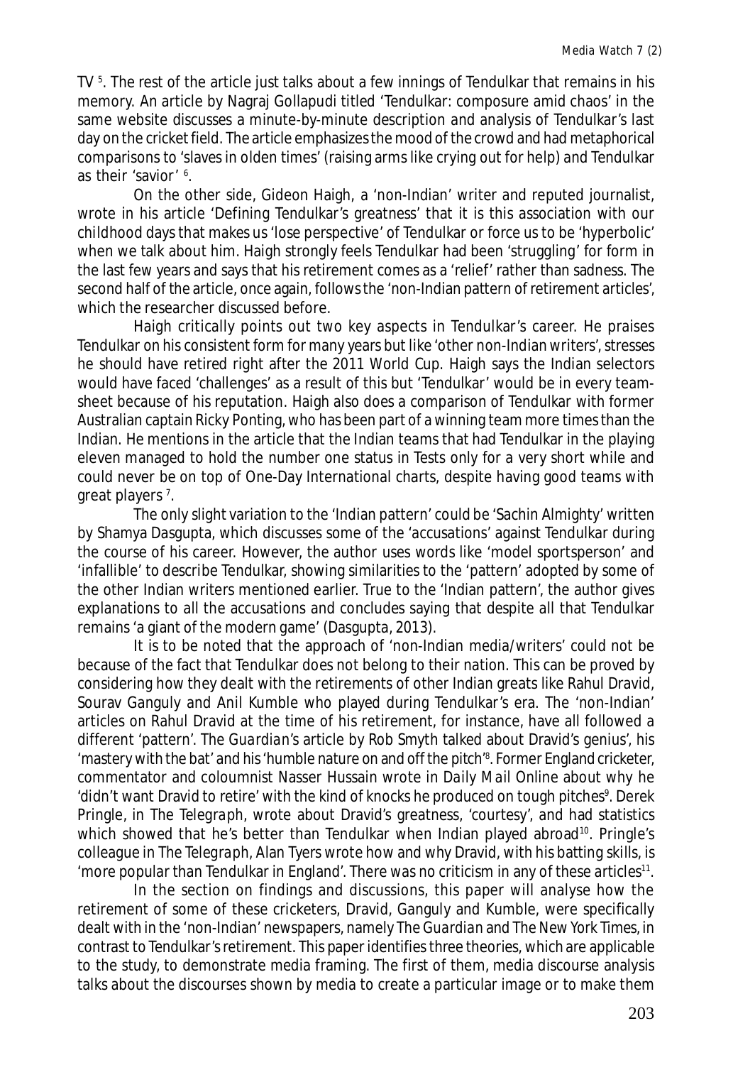TV [5]. The rest of the article just talks about a few innings of Tendulkar that remains in his memory. An article by Nagraj Gollapudi titled 'Tendulkar: composure amid chaos' in the same website discusses a minute-by-minute description and analysis of Tendulkar's last day on the cricket field. The article emphasizes the mood of the crowd and had metaphorical comparisons to 'slaves in olden times' (raising arms like crying out for help) and Tendulkar as their 'savior' [6].

On the other side, Gideon Haigh, a 'non-Indian' writer and reputed journalist, wrote in his article 'Defining Tendulkar's greatness' that it is this association with our childhood days that makes us 'lose perspective' of Tendulkar or force us to be 'hyperbolic' when we talk about him. Haigh strongly feels Tendulkar had been 'struggling' for form in the last few years and says that his retirement comes as a 'relief' rather than sadness. The second half of the article, once again, follows the 'non-Indian pattern of retirement articles', which the researcher discussed before.

Haigh critically points out two key aspects in Tendulkar's career. He praises Tendulkar on his consistent form for many years but like 'other non-Indian writers', stresses he should have retired right after the 2011 World Cup. Haigh says the Indian selectors would have faced 'challenges' as a result of this but 'Tendulkar' would be in every team-sheet because of his reputation. Haigh also does a comparison of Tendulkar with former Australian captain Ricky Ponting, who has been part of a winning team more times than the Indian. He mentions in the article that the Indian teams that had Tendulkar in the playing eleven managed to hold the number one status in Tests only for a very short while and could never be on top of One-Day International charts, despite having good teams with great players [7].

The only slight variation to the 'Indian pattern' could be 'Sachin Almighty' written by Shamya Dasgupta, which discusses some of the 'accusations' against Tendulkar during the course of his career. However, the author uses words like 'model sportsperson' and 'infallible' to describe Tendulkar, showing similarities to the 'pattern' adopted by some of the other Indian writers mentioned earlier. True to the 'Indian pattern', the author gives explanations to all the accusations and concludes saying that despite all that Tendulkar remains 'a giant of the modern game' (Dasgupta, 2013).

It is to be noted that the approach of 'non-Indian media/writers' could not be because of the fact that Tendulkar does not belong to their nation. This can be proved by considering how they dealt with the retirements of other Indian greats like Rahul Dravid, Sourav Ganguly and Anil Kumble who played during Tendulkar's era. The 'non-Indian' articles on Rahul Dravid at the time of his retirement, for instance, have all followed a different 'pattern'. *The Guardian's* article by Rob Smyth talked about Dravid's genius', his 'mastery with the bat' and his 'humble nature on and off the pitch' [8]. Former England cricketer, commentator and coloumnist Nasser Hussain wrote in *Daily Mail Online* about why he 'didn't want Dravid to retire' with the kind of knocks he produced on tough pitches [9]. Derek Pringle, in *The Telegraph*, wrote about Dravid's greatness, 'courtesy', and had statistics which showed that he's better than Tendulkar when Indian played abroad [10]. Pringle's colleague in *The Telegraph*, Alan Tyers wrote how and why Dravid, with his batting skills, is 'more popular than Tendulkar in England'. There was no criticism in any of these articles [11].

In the section on findings and discussions, this paper will analyse how the retirement of some of these cricketers, Dravid, Ganguly and Kumble, were specifically dealt with in the 'non-Indian' newspapers, namely *The Guardian* and *The New York Times*, in contrast to Tendulkar's retirement. This paper identifies three theories, which are applicable to the study, to demonstrate media framing. The first of them, media discourse analysis talks about the discourses shown by media to create a particular image or to make them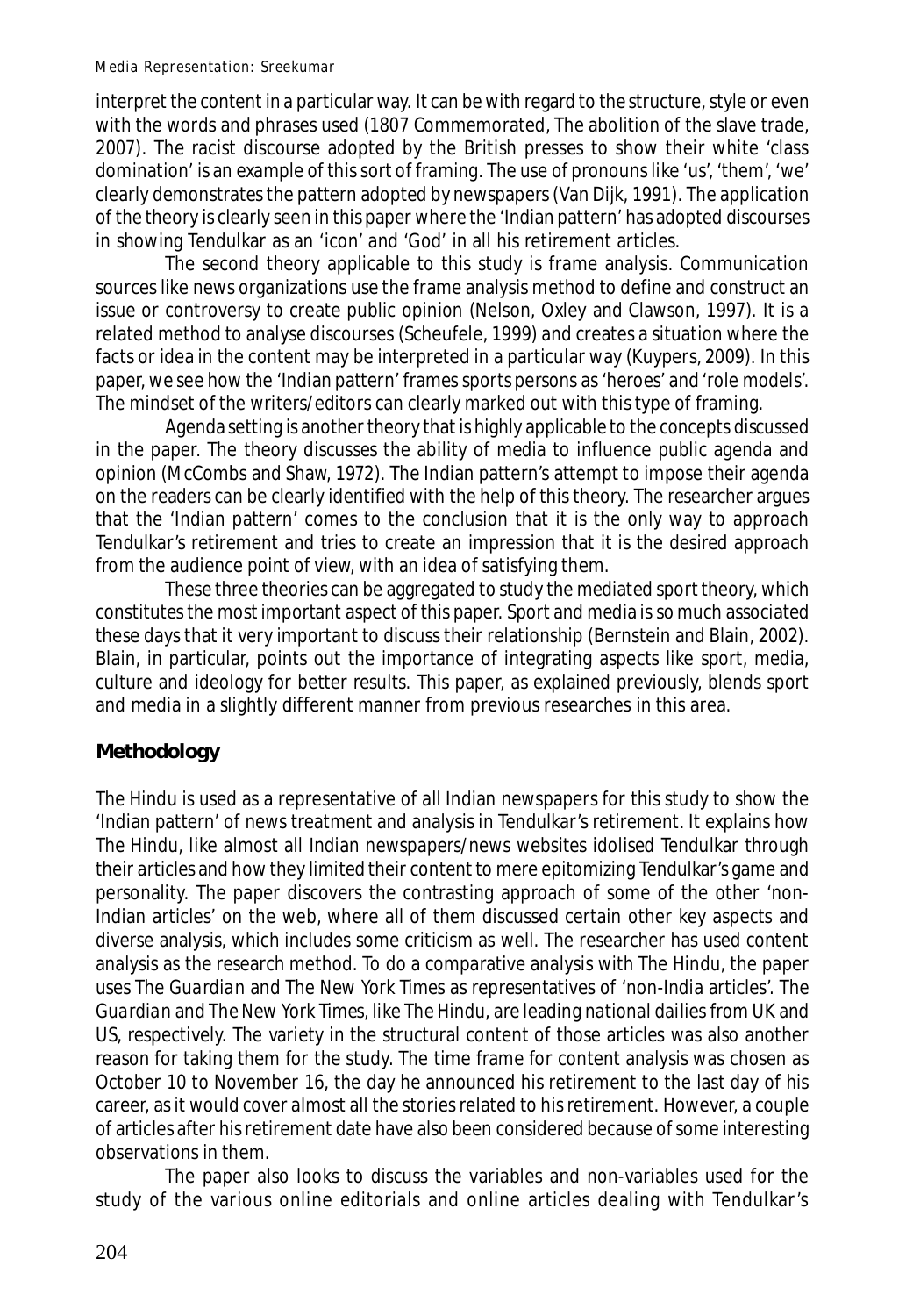interpret the content in a particular way. It can be with regard to the structure, style or even with the words and phrases used (1807 Commemorated, The abolition of the slave trade, 2007). The racist discourse adopted by the British presses to show their white 'class domination' is an example of this sort of framing. The use of pronouns like 'us', 'them', 'we' clearly demonstrates the pattern adopted by newspapers (Van Dijk, 1991). The application of the theory is clearly seen in this paper where the 'Indian pattern' has adopted discourses in showing Tendulkar as an 'icon' and 'God' in all his retirement articles.

The second theory applicable to this study is frame analysis. Communication sources like news organizations use the frame analysis method to define and construct an issue or controversy to create public opinion (Nelson, Oxley and Clawson, 1997). It is a related method to analyse discourses (Scheufele, 1999) and creates a situation where the facts or idea in the content may be interpreted in a particular way (Kuypers, 2009). In this paper, we see how the 'Indian pattern' frames sports persons as 'heroes' and 'role models'. The mindset of the writers/editors can clearly marked out with this type of framing.

Agenda setting is another theory that is highly applicable to the concepts discussed in the paper. The theory discusses the ability of media to influence public agenda and opinion (McCombs and Shaw, 1972). The Indian pattern's attempt to impose their agenda on the readers can be clearly identified with the help of this theory. The researcher argues that the 'Indian pattern' comes to the conclusion that it is the only way to approach Tendulkar's retirement and tries to create an impression that it is the desired approach from the audience point of view, with an idea of satisfying them.

These three theories can be aggregated to study the mediated sport theory, which constitutes the most important aspect of this paper. Sport and media is so much associated these days that it very important to discuss their relationship (Bernstein and Blain, 2002). Blain, in particular, points out the importance of integrating aspects like sport, media, culture and ideology for better results. This paper, as explained previously, blends sport and media in a slightly different manner from previous researches in this area.

## Methodology

*The Hindu* is used as a representative of all Indian newspapers for this study to show the 'Indian pattern' of news treatment and analysis in Tendulkar's retirement. It explains how *The Hindu*, like almost all Indian newspapers/news websites idolised Tendulkar through their articles and how they limited their content to mere epitomizing Tendulkar's game and personality. The paper discovers the contrasting approach of some of the other 'non-Indian articles' on the web, where all of them discussed certain other key aspects and diverse analysis, which includes some criticism as well. The researcher has used content analysis as the research method. To do a comparative analysis with *The Hindu*, the paper uses *The Guardian* and *The New York Times* as representatives of 'non-India articles'. *The Guardian* and *The New York Times*, like *The Hindu*, are leading national dailies from UK and US, respectively. The variety in the structural content of those articles was also another reason for taking them for the study. The time frame for content analysis was chosen as October 10 to November 16, the day he announced his retirement to the last day of his career, as it would cover almost all the stories related to his retirement. However, a couple of articles after his retirement date have also been considered because of some interesting observations in them.

The paper also looks to discuss the variables and non-variables used for the study of the various online editorials and online articles dealing with Tendulkar's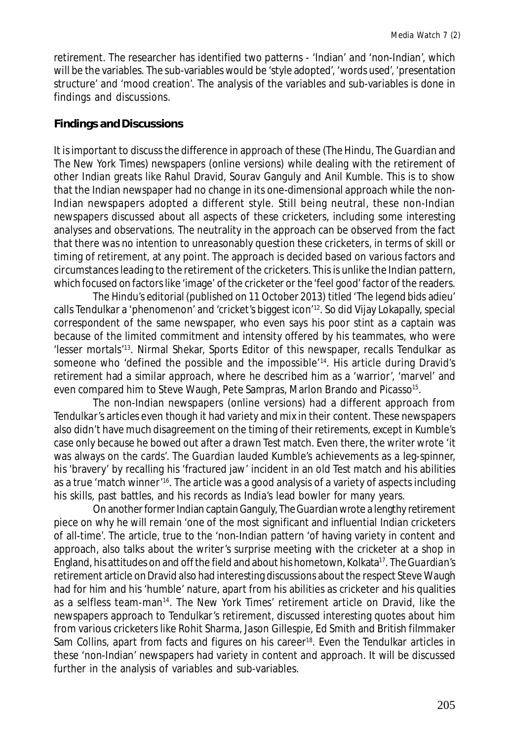retirement. The researcher has identified two patterns - 'Indian' and 'non-Indian', which will be the variables. The sub-variables would be 'style adopted', 'words used', 'presentation structure' and 'mood creation'. The analysis of the variables and sub-variables is done in findings and discussions.

**Findings and Discussions**

It is important to discuss the difference in approach of these (*The Hindu*, *The Guardian* and *The New York Times*) newspapers (online versions) while dealing with the retirement of other Indian greats like Rahul Dravid, Sourav Ganguly and Anil Kumble. This is to show that the Indian newspaper had no change in its one-dimensional approach while the non-Indian newspapers adopted a different style. Still being neutral, these non-Indian newspapers discussed about all aspects of these cricketers, including some interesting analyses and observations. The neutrality in the approach can be observed from the fact that there was no intention to unreasonably question these cricketers, in terms of skill or timing of retirement, at any point. The approach is decided based on various factors and circumstances leading to the retirement of the cricketers. This is unlike the Indian pattern, which focused on factors like 'image' of the cricketer or the 'feel good' factor of the readers.

*The Hindu's* editorial (published on 11 October 2013) titled 'The legend bids adieu' calls Tendulkar a 'phenomenon' and 'cricket's biggest icon'[12]. So did Vijay Lokapally, special correspondent of the same newspaper, who even says his poor stint as a captain was because of the limited commitment and intensity offered by his teammates, who were 'lesser mortals'[13]. Nirmal Shekar, Sports Editor of this newspaper, recalls Tendulkar as someone who 'defined the possible and the impossible'[14]. His article during Dravid's retirement had a similar approach, where he described him as a 'warrior', 'marvel' and even compared him to Steve Waugh, Pete Sampras, Marlon Brando and Picasso[15].

The non-Indian newspapers (online versions) had a different approach from Tendulkar's articles even though it had variety and mix in their content. These newspapers also didn't have much disagreement on the timing of their retirements, except in Kumble's case only because he bowed out after a drawn Test match. Even there, the writer wrote 'it was always on the cards'. *The Guardian* lauded Kumble's achievements as a leg-spinner, his 'bravery' by recalling his 'fractured jaw' incident in an old Test match and his abilities as a true 'match winner'[16]. The article was a good analysis of a variety of aspects including his skills, past battles, and his records as India's lead bowler for many years.

On another former Indian captain Ganguly, *The Guardian* wrote a lengthy retirement piece on why he will remain 'one of the most significant and influential Indian cricketers of all-time'. The article, true to the 'non-Indian pattern 'of having variety in content and approach, also talks about the writer's surprise meeting with the cricketer at a shop in England, his attitudes on and off the field and about his hometown, Kolkata[17]. *The Guardian's* retirement article on Dravid also had interesting discussions about the respect Steve Waugh had for him and his 'humble' nature, apart from his abilities as cricketer and his qualities as a selfless team-man[14]. *The New York Times'* retirement article on Dravid, like the newspapers approach to Tendulkar's retirement, discussed interesting quotes about him from various cricketers like Rohit Sharma, Jason Gillespie, Ed Smith and British filmmaker Sam Collins, apart from facts and figures on his career[18]. Even the Tendulkar articles in these 'non-Indian' newspapers had variety in content and approach. It will be discussed further in the analysis of variables and sub-variables.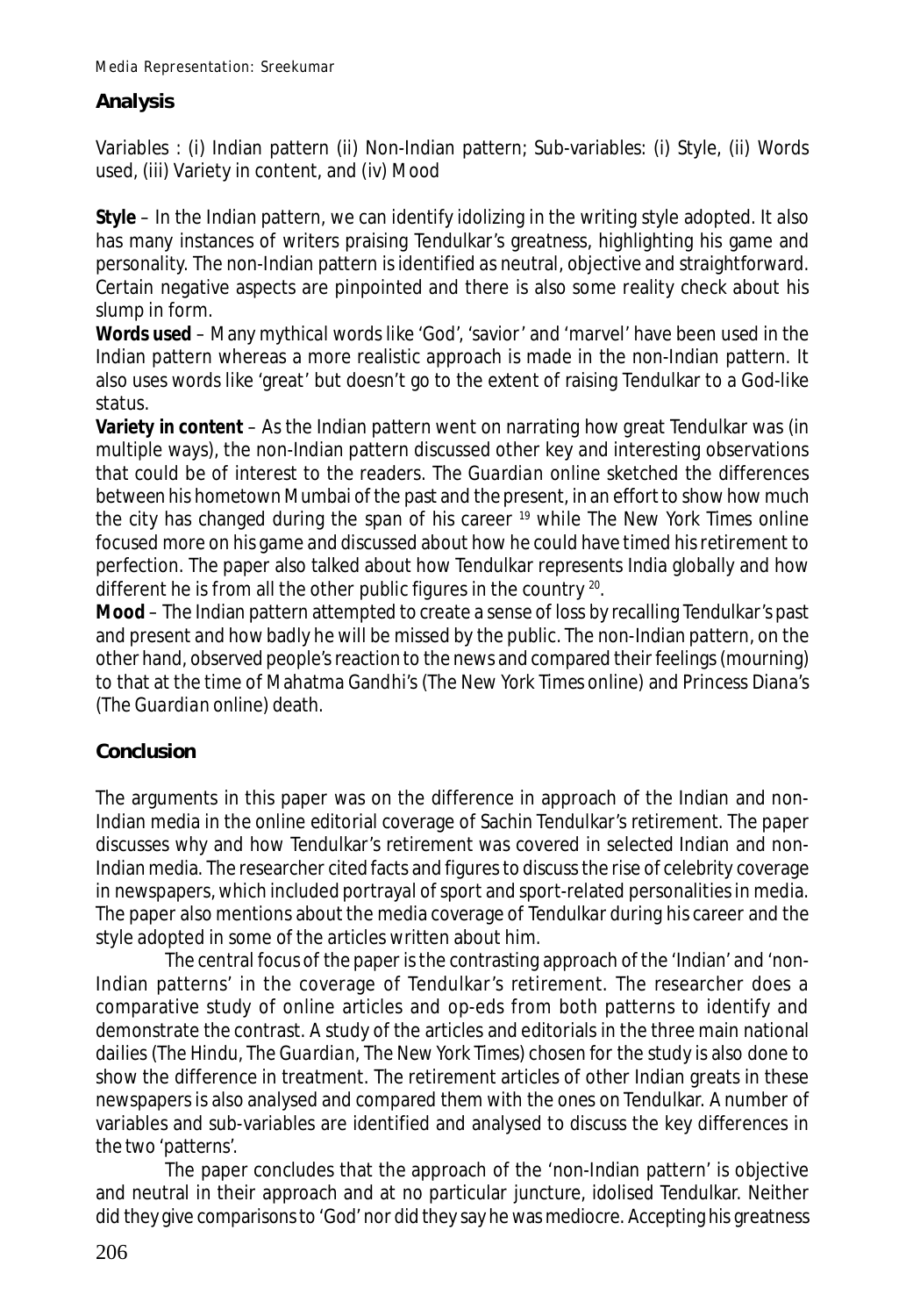## Analysis

Variables : (i) Indian pattern (ii) Non-Indian pattern; Sub-variables: (i) Style, (ii) Words used, (iii) Variety in content, and (iv) Mood

**Style** – In the Indian pattern, we can identify idolizing in the writing style adopted. It also has many instances of writers praising Tendulkar's greatness, highlighting his game and personality. The non-Indian pattern is identified as neutral, objective and straightforward. Certain negative aspects are pinpointed and there is also some reality check about his slump in form.

**Words used** – Many mythical words like 'God', 'savior' and 'marvel' have been used in the Indian pattern whereas a more realistic approach is made in the non-Indian pattern. It also uses words like 'great' but doesn't go to the extent of raising Tendulkar to a God-like status.

**Variety in content** – As the Indian pattern went on narrating how great Tendulkar was (in multiple ways), the non-Indian pattern discussed other key and interesting observations that could be of interest to the readers. The *Guardian* online sketched the differences between his hometown Mumbai of the past and the present, in an effort to show how much the city has changed during the span of his career [19] while The New York Times online focused more on his game and discussed about how he could have timed his retirement to perfection. The paper also talked about how Tendulkar represents India globally and how different he is from all the other public figures in the country [20].

**Mood** – The Indian pattern attempted to create a sense of loss by recalling Tendulkar's past and present and how badly he will be missed by the public. The non-Indian pattern, on the other hand, observed people's reaction to the news and compared their feelings (mourning) to that at the time of Mahatma Gandhi's (The New York Times online) and Princess Diana's (The *Guardian* online) death.

## Conclusion

The arguments in this paper was on the difference in approach of the Indian and non-Indian media in the online editorial coverage of Sachin Tendulkar's retirement. The paper discusses why and how Tendulkar's retirement was covered in selected Indian and non-Indian media. The researcher cited facts and figures to discuss the rise of celebrity coverage in newspapers, which included portrayal of sport and sport-related personalities in media. The paper also mentions about the media coverage of Tendulkar during his career and the style adopted in some of the articles written about him.

The central focus of the paper is the contrasting approach of the 'Indian' and 'non-Indian patterns' in the coverage of Tendulkar's retirement. The researcher does a comparative study of online articles and op-eds from both patterns to identify and demonstrate the contrast. A study of the articles and editorials in the three main national dailies (The Hindu, The *Guardian*, The New York Times) chosen for the study is also done to show the difference in treatment. The retirement articles of other Indian greats in these newspapers is also analysed and compared them with the ones on Tendulkar. A number of variables and sub-variables are identified and analysed to discuss the key differences in the two 'patterns'.

The paper concludes that the approach of the 'non-Indian pattern' is objective and neutral in their approach and at no particular juncture, idolised Tendulkar. Neither did they give comparisons to 'God' nor did they say he was mediocre. Accepting his greatness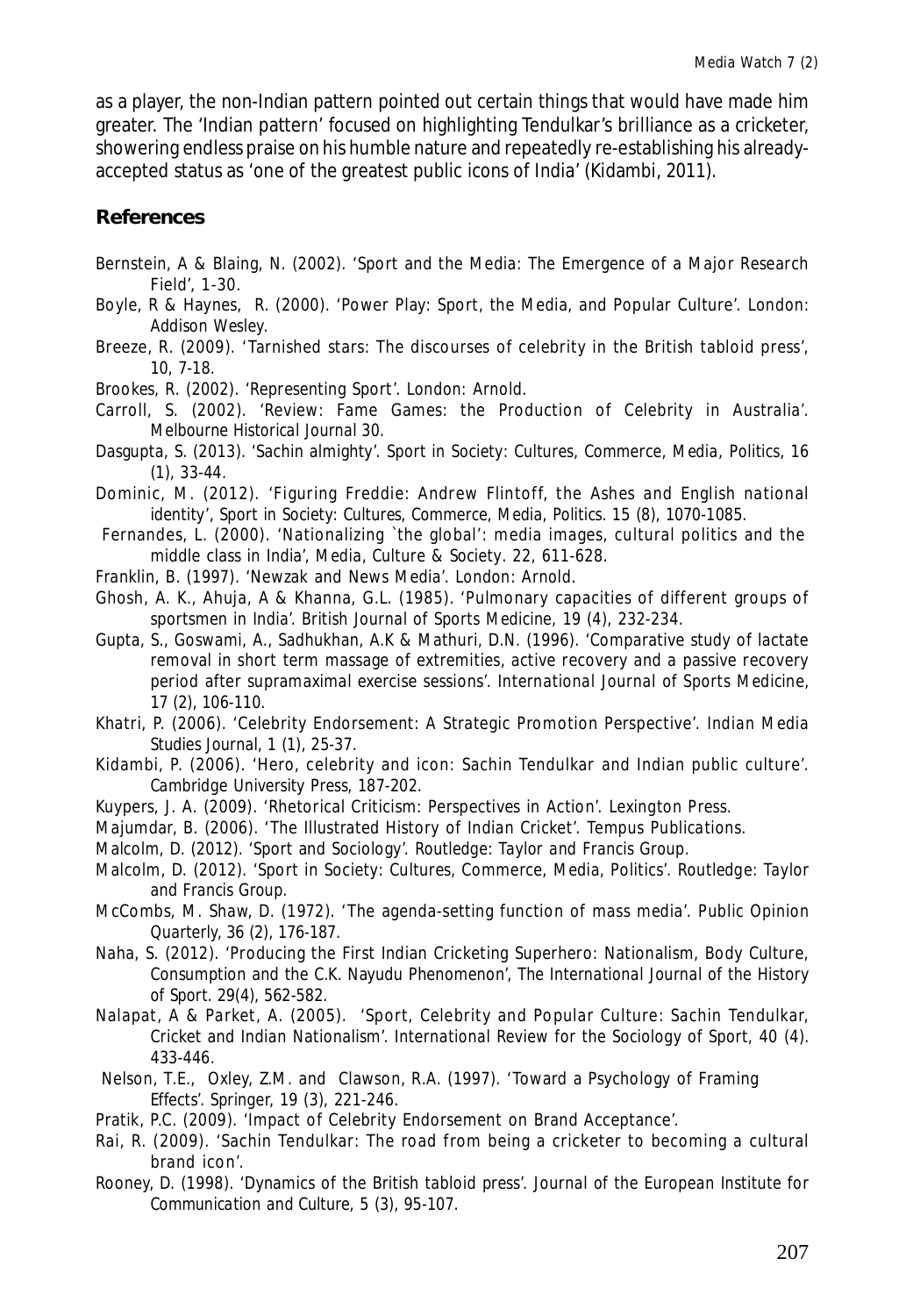as a player, the non-Indian pattern pointed out certain things that would have made him greater. The 'Indian pattern' focused on highlighting Tendulkar's brilliance as a cricketer, showering endless praise on his humble nature and repeatedly re-establishing his already-accepted status as 'one of the greatest public icons of India' (Kidambi, 2011).

## References

Bernstein, A & Blaing, N. (2002). 'Sport and the Media: The Emergence of a Major Research Field', 1-30.

Boyle, R & Haynes, R. (2000). 'Power Play: Sport, the Media, and Popular Culture'. London: Addison Wesley.

Breeze, R. (2009). 'Tarnished stars: The discourses of celebrity in the British tabloid press', 10, 7-18.

Brookes, R. (2002). 'Representing Sport'. London: Arnold.

Carroll, S. (2002). 'Review: Fame Games: the Production of Celebrity in Australia'. Melbourne Historical Journal 30.

Dasgupta, S. (2013). 'Sachin almighty'. Sport in Society: Cultures, Commerce, Media, Politics, 16 (1), 33-44.

Dominic, M. (2012). 'Figuring Freddie: Andrew Flintoff, the Ashes and English national identity', Sport in Society: Cultures, Commerce, Media, Politics. 15 (8), 1070-1085.

Fernandes, L. (2000). 'Nationalizing `the global': media images, cultural politics and the middle class in India', Media, Culture & Society. 22, 611-628.

Franklin, B. (1997). 'Newzak and News Media'. London: Arnold.

Ghosh, A. K., Ahuja, A & Khanna, G.L. (1985). 'Pulmonary capacities of different groups of sportsmen in India'. British Journal of Sports Medicine, 19 (4), 232-234.

Gupta, S., Goswami, A., Sadhukhan, A.K & Mathuri, D.N. (1996). 'Comparative study of lactate removal in short term massage of extremities, active recovery and a passive recovery period after supramaximal exercise sessions'. International Journal of Sports Medicine, 17 (2), 106-110.

Khatri, P. (2006). 'Celebrity Endorsement: A Strategic Promotion Perspective'. Indian Media Studies Journal, 1 (1), 25-37.

Kidambi, P. (2006). 'Hero, celebrity and icon: Sachin Tendulkar and Indian public culture'. Cambridge University Press, 187-202.

Kuypers, J. A. (2009). 'Rhetorical Criticism: Perspectives in Action'. Lexington Press.

Majumdar, B. (2006). 'The Illustrated History of Indian Cricket'. Tempus Publications.

Malcolm, D. (2012). 'Sport and Sociology'. Routledge: Taylor and Francis Group.

Malcolm, D. (2012). 'Sport in Society: Cultures, Commerce, Media, Politics'. Routledge: Taylor and Francis Group.

McCombs, M. Shaw, D. (1972). 'The agenda-setting function of mass media'. Public Opinion Quarterly, 36 (2), 176-187.

Naha, S. (2012). 'Producing the First Indian Cricketing Superhero: Nationalism, Body Culture, Consumption and the C.K. Nayudu Phenomenon', The International Journal of the History of Sport. 29(4), 562-582.

Nalapat, A & Parket, A. (2005). 'Sport, Celebrity and Popular Culture: Sachin Tendulkar, Cricket and Indian Nationalism'. International Review for the Sociology of Sport, 40 (4). 433-446.

Nelson, T.E., Oxley, Z.M. and Clawson, R.A. (1997). 'Toward a Psychology of Framing Effects'. Springer, 19 (3), 221-246.

Pratik, P.C. (2009). 'Impact of Celebrity Endorsement on Brand Acceptance'.

Rai, R. (2009). 'Sachin Tendulkar: The road from being a cricketer to becoming a cultural brand icon'.

Rooney, D. (1998). 'Dynamics of the British tabloid press'. Journal of the European Institute for Communication and Culture, 5 (3), 95-107.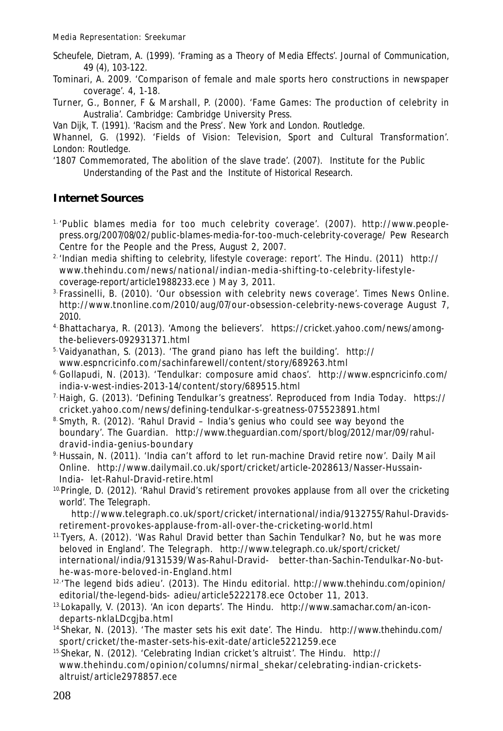Scheufele, Dietram, A. (1999). 'Framing as a Theory of Media Effects'. Journal of Communication, 49 (4), 103-122.

Tominari, A. 2009. 'Comparison of female and male sports hero constructions in newspaper coverage'. 4, 1-18.

Turner, G., Bonner, F & Marshall, P. (2000). 'Fame Games: The production of celebrity in Australia'. Cambridge: Cambridge University Press.

Van Dijk, T. (1991). 'Racism and the Press'. New York and London. Routledge.

Whannel, G. (1992). 'Fields of Vision: Television, Sport and Cultural Transformation'. London: Routledge.

'1807 Commemorated, The abolition of the slave trade'. (2007). Institute for the Public Understanding of the Past and the Institute of Historical Research.

## Internet Sources

1. 'Public blames media for too much celebrity coverage'. (2007). http://www.people-press.org/2007/08/02/public-blames-media-for-too-much-celebrity-coverage/ Pew Research Centre for the People and the Press, August 2, 2007.
2. 'Indian media shifting to celebrity, lifestyle coverage: report'. The Hindu. (2011) http://www.thehindu.com/news/national/indian-media-shifting-to-celebrity-lifestyle-coverage-report/article1988233.ece ) May 3, 2011.
3. Frassinelli, B. (2010). 'Our obsession with celebrity news coverage'. Times News Online. http://www.tnonline.com/2010/aug/07/our-obsession-celebrity-news-coverage August 7, 2010.
4. Bhattacharya, R. (2013). 'Among the believers'. https://cricket.yahoo.com/news/among-the-believers-092931371.html
5. Vaidyanathan, S. (2013). 'The grand piano has left the building'. http://www.espncricinfo.com/sachinfarewell/content/story/689263.html
6. Gollapudi, N. (2013). 'Tendulkar: composure amid chaos'. http://www.espncricinfo.com/india-v-west-indies-2013-14/content/story/689515.html
7. Haigh, G. (2013). 'Defining Tendulkar's greatness'. Reproduced from India Today. https://cricket.yahoo.com/news/defining-tendulkar-s-greatness-075523891.html
8. Smyth, R. (2012). 'Rahul Dravid – India's genius who could see way beyond the boundary'. The Guardian. http://www.theguardian.com/sport/blog/2012/mar/09/rahul-dravid-india-genius-boundary
9. Hussain, N. (2011). 'India can't afford to let run-machine Dravid retire now'. Daily Mail Online. http://www.dailymail.co.uk/sport/cricket/article-2028613/Nasser-Hussain-India- let-Rahul-Dravid-retire.html
10. Pringle, D. (2012). 'Rahul Dravid's retirement provokes applause from all over the cricketing world'. The Telegraph. http://www.telegraph.co.uk/sport/cricket/international/india/9132755/Rahul-Dravids-retirement-provokes-applause-from-all-over-the-cricketing-world.html
11. Tyers, A. (2012). 'Was Rahul Dravid better than Sachin Tendulkar? No, but he was more beloved in England'. The Telegraph. http://www.telegraph.co.uk/sport/cricket/international/india/9131539/Was-Rahul-Dravid- better-than-Sachin-Tendulkar-No-but-he-was-more-beloved-in-England.html
12. 'The legend bids adieu'. (2013). The Hindu editorial. http://www.thehindu.com/opinion/editorial/the-legend-bids- adieu/article5222178.ece October 11, 2013.
13. Lokapally, V. (2013). 'An icon departs'. The Hindu. http://www.samachar.com/an-icon-departs-nklaLDcgjba.html
14. Shekar, N. (2013). 'The master sets his exit date'. The Hindu. http://www.thehindu.com/sport/cricket/the-master-sets-his-exit-date/article5221259.ece
15. Shekar, N. (2012). 'Celebrating Indian cricket's altruist'. The Hindu. http://www.thehindu.com/opinion/columns/nirmal_shekar/celebrating-indian-crickets-altruist/article2978857.ece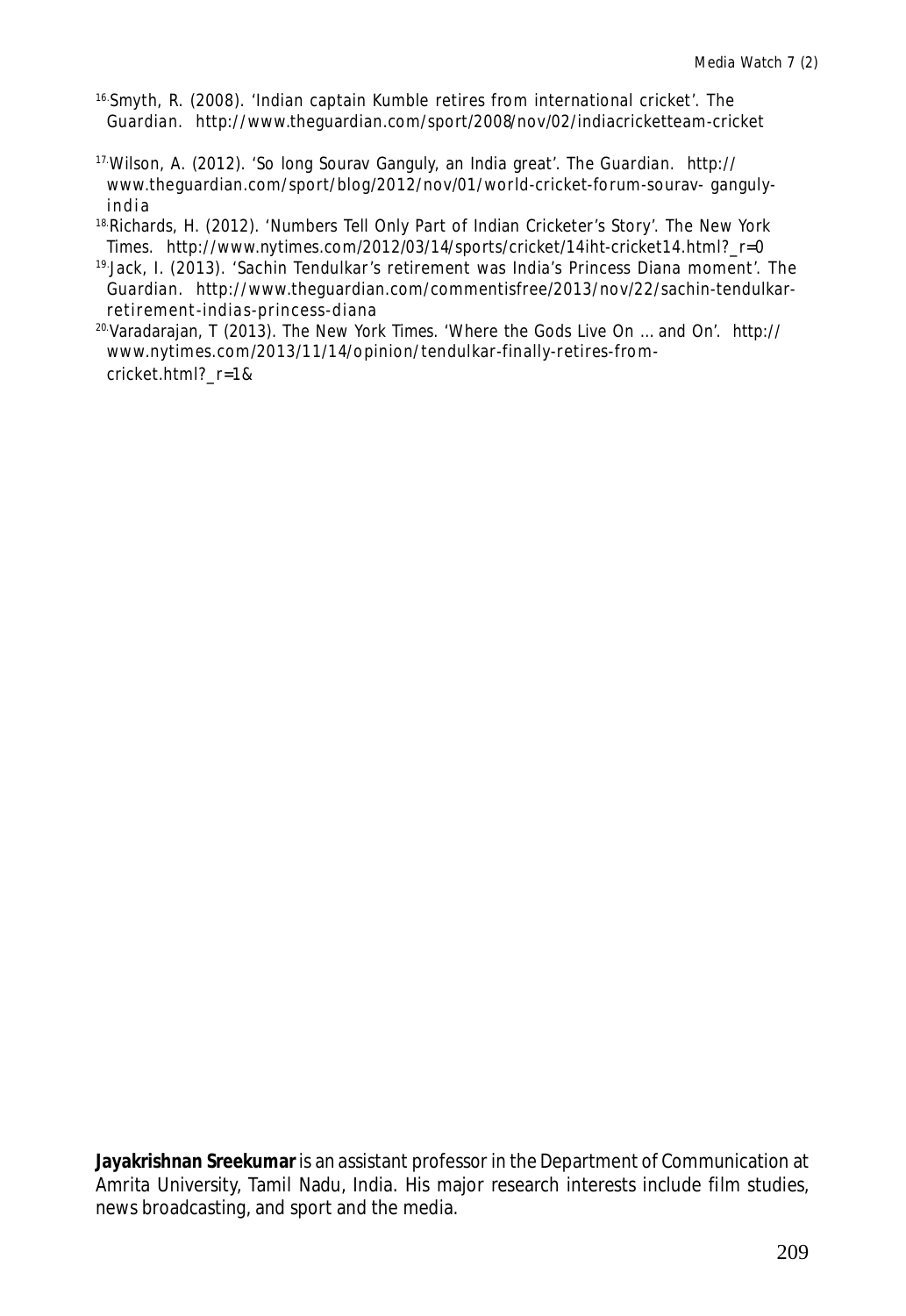16. Smyth, R. (2008). 'Indian captain Kumble retires from international cricket'. The Guardian. http://www.theguardian.com/sport/2008/nov/02/indiacricketteam-cricket

17. Wilson, A. (2012). 'So long Sourav Ganguly, an India great'. The Guardian. http://www.theguardian.com/sport/blog/2012/nov/01/world-cricket-forum-sourav- ganguly-india

18. Richards, H. (2012). 'Numbers Tell Only Part of Indian Cricketer's Story'. The New York Times. http://www.nytimes.com/2012/03/14/sports/cricket/14iht-cricket14.html?_r=0

19. Jack, I. (2013). 'Sachin Tendulkar's retirement was India's Princess Diana moment'. The Guardian. http://www.theguardian.com/commentisfree/2013/nov/22/sachin-tendulkar-retirement-indias-princess-diana

20. Varadarajan, T (2013). The New York Times. 'Where the Gods Live On ... and On'. http://www.nytimes.com/2013/11/14/opinion/tendulkar-finally-retires-from-cricket.html?_r=1&

**Jayakrishnan Sreekumar** is an assistant professor in the Department of Communication at Amrita University, Tamil Nadu, India. His major research interests include film studies, news broadcasting, and sport and the media.